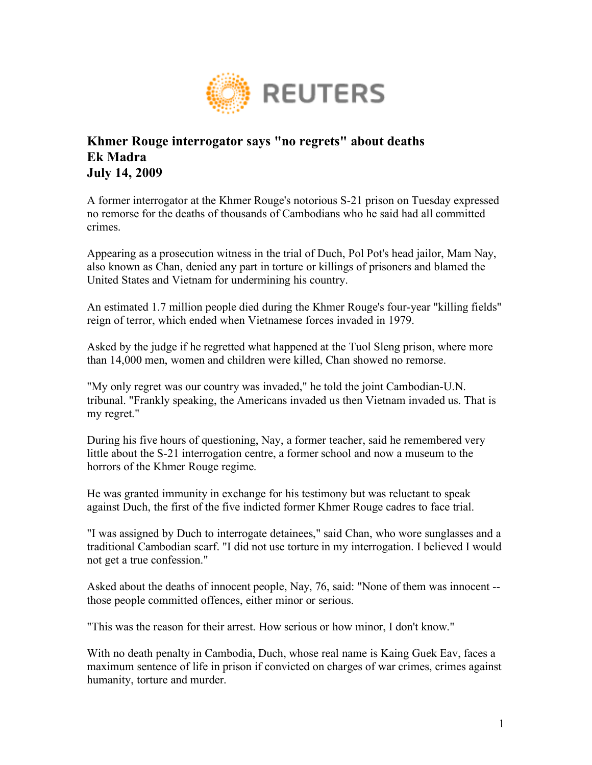REUTERS

**Khmer Rouge interrogator says "no regrets" about deaths**
**Ek Madra**
**July 14, 2009**

A former interrogator at the Khmer Rouge's notorious S-21 prison on Tuesday expressed no remorse for the deaths of thousands of Cambodians who he said had all committed crimes.

Appearing as a prosecution witness in the trial of Duch, Pol Pot's head jailor, Mam Nay, also known as Chan, denied any part in torture or killings of prisoners and blamed the United States and Vietnam for undermining his country.

An estimated 1.7 million people died during the Khmer Rouge's four-year "killing fields" reign of terror, which ended when Vietnamese forces invaded in 1979.

Asked by the judge if he regretted what happened at the Tuol Sleng prison, where more than 14,000 men, women and children were killed, Chan showed no remorse.

"My only regret was our country was invaded," he told the joint Cambodian-U.N. tribunal. "Frankly speaking, the Americans invaded us then Vietnam invaded us. That is my regret."

During his five hours of questioning, Nay, a former teacher, said he remembered very little about the S-21 interrogation centre, a former school and now a museum to the horrors of the Khmer Rouge regime.

He was granted immunity in exchange for his testimony but was reluctant to speak against Duch, the first of the five indicted former Khmer Rouge cadres to face trial.

"I was assigned by Duch to interrogate detainees," said Chan, who wore sunglasses and a traditional Cambodian scarf. "I did not use torture in my interrogation. I believed I would not get a true confession."

Asked about the deaths of innocent people, Nay, 76, said: "None of them was innocent -- those people committed offences, either minor or serious.

"This was the reason for their arrest. How serious or how minor, I don't know."

With no death penalty in Cambodia, Duch, whose real name is Kaing Guek Eav, faces a maximum sentence of life in prison if convicted on charges of war crimes, crimes against humanity, torture and murder.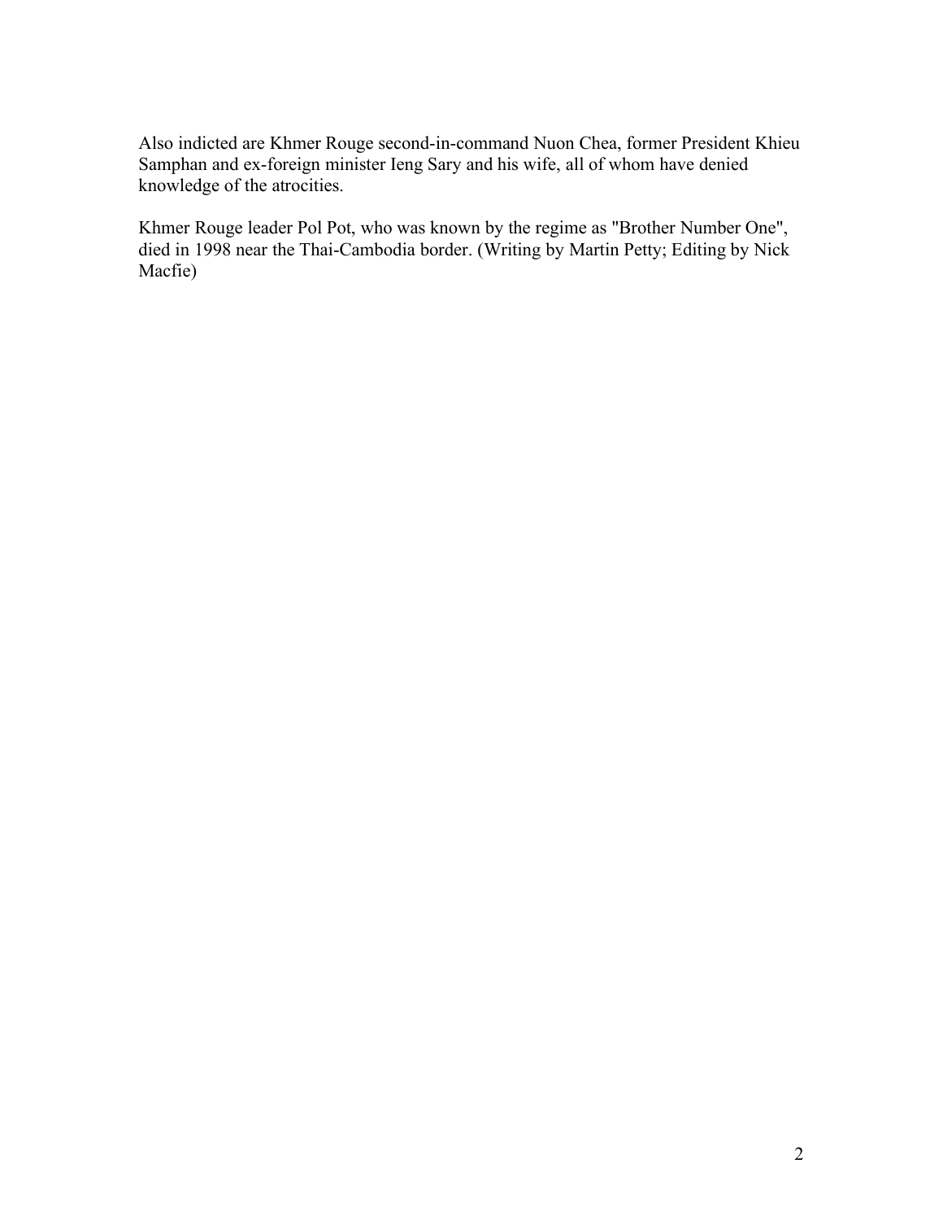Also indicted are Khmer Rouge second-in-command Nuon Chea, former President Khieu Samphan and ex-foreign minister Ieng Sary and his wife, all of whom have denied knowledge of the atrocities.

Khmer Rouge leader Pol Pot, who was known by the regime as "Brother Number One", died in 1998 near the Thai-Cambodia border. (Writing by Martin Petty; Editing by Nick Macfie)